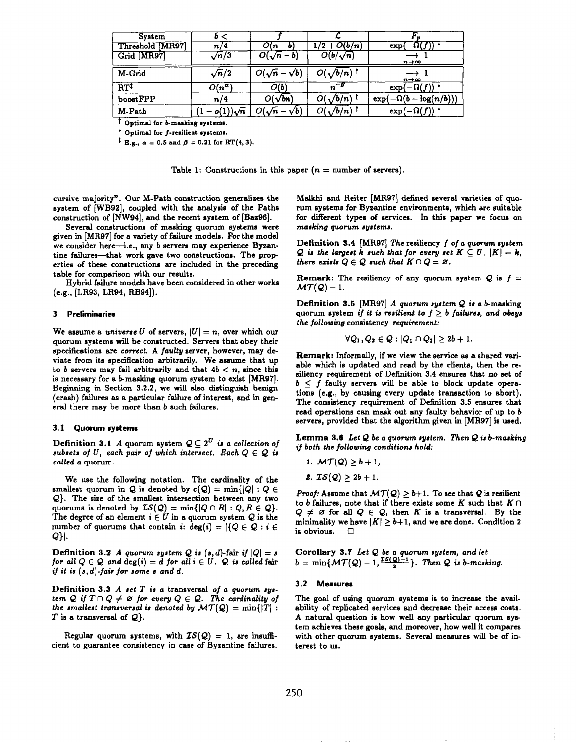| System | $b <$ | $f$ | $\mathcal{L}$ | $F_p$ |
|---|---|---|---|---|
| Threshold [MR97] | $n/4$ | $O(n-b)$ | $1/2 + O(b/n)$ | $\exp(-\Omega(f))$ * |
| Grid [MR97] | $\sqrt{n}/3$ | $O(\sqrt{n}-b)$ | $O(b/\sqrt{n})$ | $\underset{n\to\infty}{\longrightarrow} 1$ |
| M-Grid | $\sqrt{n}/2$ | $O(\sqrt{n}-\sqrt{b})$ | $O(\sqrt{b/n})$ † | $\underset{n\to\infty}{\longrightarrow} 1$ |
| RT‡ | $O(n^{\alpha})$ | $O(b)$ | $n^{-\beta}$ | $\exp(-\Omega(f))$ * |
| boostFPP | $n/4$ | $O(\sqrt{bn})$ | $O(\sqrt{b/n})$ † | $\exp(-\Omega(b - \log(n/b)))$ |
| M-Path | $(1-o(1))\sqrt{n}$ | $O(\sqrt{n}-\sqrt{b})$ | $O(\sqrt{b/n})$ † | $\exp(-\Omega(f))$ * |

† **Optimal for $b$-masking systems.**

\* **Optimal for $f$-resilient systems.**

‡ **E.g., $\alpha = 0.5$ and $\beta = 0.21$ for RT(4, 3).**

Table 1: Constructions in this paper ($n$ = number of servers).

cursive majority". Our M-Path construction generalizes the system of [WB92], coupled with the analysis of the Paths construction of [NW94], and the recent system of [Baz96].

Several constructions of masking quorum systems were given in [MR97] for a variety of failure models. For the model we consider here—i.e., any $b$ servers may experience Byzantine failures—that work gave two constructions. The properties of these constructions are included in the preceding table for comparison with our results.

Hybrid failure models have been considered in other works (e.g., [LR93, LR94, RB94]).

## 3 Preliminaries

We assume a *universe* $U$ of servers, $|U| = n$, over which our quorum systems will be constructed. Servers that obey their specifications are *correct*. A *faulty* server, however, may deviate from its specification arbitrarily. We assume that up to $b$ servers may fail arbitrarily and that $4b < n$, since this is necessary for a $b$-masking quorum system to exist [MR97]. Beginning in Section 3.2.2, we will also distinguish benign (crash) failures as a particular failure of interest, and in general there may be more than $b$ such failures.

### 3.1 Quorum systems

**Definition 3.1** *A quorum system $\mathcal{Q} \subseteq 2^U$ is a collection of subsets of $U$, each pair of which intersect. Each $Q \in \mathcal{Q}$ is called a* quorum.

We use the following notation. The cardinality of the smallest quorum in $\mathcal{Q}$ is denoted by $c(\mathcal{Q}) = \min\{|Q| : Q \in \mathcal{Q}\}$. The size of the smallest intersection between any two quorums is denoted by $\mathcal{IS}(\mathcal{Q}) = \min\{|Q \cap R| : Q, R \in \mathcal{Q}\}$. The degree of an element $i \in U$ in a quorum system $\mathcal{Q}$ is the number of quorums that contain $i$: $\deg(i) = |\{Q \in \mathcal{Q} : i \in Q\}|$.

**Definition 3.2** *A quorum system $\mathcal{Q}$ is $(s,d)$-fair if $|Q| = s$ for all $Q \in \mathcal{Q}$ and $\deg(i) = d$ for all $i \in U$. $\mathcal{Q}$ is called* fair *if it is $(s,d)$-fair for some $s$ and $d$.*

**Definition 3.3** *A set $T$ is a* transversal *of a quorum system $\mathcal{Q}$ if $T \cap Q \neq \emptyset$ for every $Q \in \mathcal{Q}$. The cardinality of the smallest transversal is denoted by $\mathcal{MT}(\mathcal{Q}) = \min\{|T| : T$ is a transversal of $\mathcal{Q}\}$.*

Regular quorum systems, with $\mathcal{IS}(\mathcal{Q}) = 1$, are insufficient to guarantee consistency in case of Byzantine failures. Malkhi and Reiter [MR97] defined several varieties of quorum systems for Byzantine environments, which are suitable for different types of services. In this paper we focus on *masking quorum systems*.

**Definition 3.4** [MR97] *The resiliency $f$ of a quorum system $\mathcal{Q}$ is the largest $k$ such that for every set $K \subseteq U$, $|K| = k$, there exists $Q \in \mathcal{Q}$ such that $K \cap Q = \emptyset$.*

**Remark:** The resiliency of any quorum system $\mathcal{Q}$ is $f = \mathcal{MT}(\mathcal{Q}) - 1$.

**Definition 3.5** [MR97] *A quorum system $\mathcal{Q}$ is a $b$-masking quorum system if it is resilient to $f \geq b$ failures, and obeys the following* consistency *requirement:*

$$\forall Q_1, Q_2 \in \mathcal{Q} : |Q_1 \cap Q_2| \geq 2b + 1.$$

**Remark:** Informally, if we view the service as a shared variable which is updated and read by the clients, then the resiliency requirement of Definition 3.4 ensures that no set of $b \leq f$ faulty servers will be able to block update operations (e.g., by causing every update transaction to abort). The consistency requirement of Definition 3.5 ensures that read operations can mask out any faulty behavior of up to $b$ servers, provided that the algorithm given in [MR97] is used.

**Lemma 3.6** *Let $\mathcal{Q}$ be a quorum system. Then $\mathcal{Q}$ is $b$-masking if both the following conditions hold:*

1. *$\mathcal{MT}(\mathcal{Q}) \geq b + 1$,*
2. *$\mathcal{IS}(\mathcal{Q}) \geq 2b + 1$.*

*Proof:* Assume that $\mathcal{MT}(\mathcal{Q}) \geq b+1$. To see that $\mathcal{Q}$ is resilient to $b$ failures, note that if there exists some $K$ such that $K \cap Q \neq \emptyset$ for all $Q \in \mathcal{Q}$, then $K$ is a transversal. By the minimality we have $|K| \geq b+1$, and we are done. Condition 2 is obvious. □

**Corollary 3.7** *Let $\mathcal{Q}$ be a quorum system, and let $b = \min\{\mathcal{MT}(\mathcal{Q}) - 1, \frac{\mathcal{IS}(\mathcal{Q})-1}{2}\}$. Then $\mathcal{Q}$ is $b$-masking.*

### 3.2 Measures

The goal of using quorum systems is to increase the availability of replicated services and decrease their access costs. A natural question is how well any particular quorum system achieves these goals, and moreover, how well it compares with other quorum systems. Several measures will be of interest to us.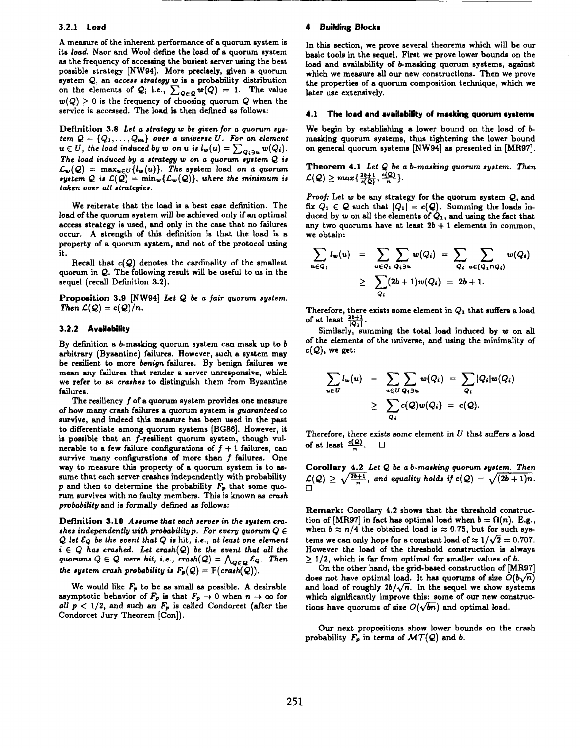### 3.2.1 Load

A measure of the inherent performance of a quorum system is its *load*. Naor and Wool define the load of a quorum system as the frequency of accessing the busiest server using the best possible strategy [NW94]. More precisely, given a quorum system $\mathcal{Q}$, an *access strategy* $w$ is a probability distribution on the elements of $\mathcal{Q}$; i.e., $\sum_{Q \in \mathcal{Q}} w(Q) = 1$. The value $w(Q) \geq 0$ is the frequency of choosing quorum $Q$ when the service is accessed. The load is then defined as follows:

**Definition 3.8** *Let a strategy $w$ be given for a quorum system $\mathcal{Q} = \{Q_1, \ldots, Q_m\}$ over a universe $U$. For an element $u \in U$, the load induced by $w$ on $u$ is $l_w(u) = \sum_{Q_i \ni u} w(Q_i)$. The load induced by a strategy $w$ on a quorum system $\mathcal{Q}$ is $\mathcal{L}_w(\mathcal{Q}) = \max_{u \in U}\{l_w(u)\}$. The system load on a quorum system $\mathcal{Q}$ is $\mathcal{L}(\mathcal{Q}) = \min_w\{\mathcal{L}_w(\mathcal{Q})\}$, where the minimum is taken over all strategies.*

We reiterate that the load is a best case definition. The load of the quorum system will be achieved only if an optimal access strategy is used, and only in the case that no failures occur. A strength of this definition is that the load is a property of a quorum system, and not of the protocol using it.

Recall that $c(\mathcal{Q})$ denotes the cardinality of the smallest quorum in $\mathcal{Q}$. The following result will be useful to us in the sequel (recall Definition 3.2).

**Proposition 3.9** [NW94] *Let $\mathcal{Q}$ be a fair quorum system. Then $\mathcal{L}(\mathcal{Q}) = c(\mathcal{Q})/n$.*

### 3.2.2 Availability

By definition a $b$-masking quorum system can mask up to $b$ arbitrary (Byzantine) failures. However, such a system may be resilient to more *benign* failures. By benign failures we mean any failures that render a server unresponsive, which we refer to as *crashes* to distinguish them from Byzantine failures.

The resiliency $f$ of a quorum system provides one measure of how many crash failures a quorum system is *guaranteed* to survive, and indeed this measure has been used in the past to differentiate among quorum systems [BG86]. However, it is possible that an $f$-resilient quorum system, though vulnerable to a few failure configurations of $f+1$ failures, can survive many configurations of more than $f$ failures. One way to measure this property of a quorum system is to assume that each server crashes independently with probability $p$ and then to determine the probability $F_p$ that some quorum survives with no faulty members. This is known as *crash probability* and is formally defined as follows:

**Definition 3.10** *Assume that each server in the system crashes independently with probability $p$. For every quorum $Q \in \mathcal{Q}$ let $\mathcal{E}_Q$ be the event that $Q$ is hit, i.e., at least one element $i \in Q$ has crashed. Let $crash(\mathcal{Q})$ be the event that all the quorums $Q \in \mathcal{Q}$ were hit, i.e., $crash(\mathcal{Q}) = \bigwedge_{Q \in \mathcal{Q}} \mathcal{E}_Q$. Then the system crash probability is $F_p(\mathcal{Q}) = \mathbb{P}(crash(\mathcal{Q}))$.*

We would like $F_p$ to be as small as possible. A desirable asymptotic behavior of $F_p$ is that $F_p \to 0$ when $n \to \infty$ for *all* $p < 1/2$, and such an $F_p$ is called Condorcet (after the Condorcet Jury Theorem [Con]).

## 4 Building Blocks

In this section, we prove several theorems which will be our basic tools in the sequel. First we prove lower bounds on the load and availability of $b$-masking quorum systems, against which we measure all our new constructions. Then we prove the properties of a quorum composition technique, which we later use extensively.

### 4.1 The load and availability of masking quorum systems

We begin by establishing a lower bound on the load of $b$-masking quorum systems, thus tightening the lower bound on general quorum systems [NW94] as presented in [MR97].

**Theorem 4.1** *Let $\mathcal{Q}$ be a $b$-masking quorum system. Then $\mathcal{L}(\mathcal{Q}) \geq \max\{\frac{2b+1}{c(\mathcal{Q})}, \frac{c(\mathcal{Q})}{n}\}$.*

*Proof:* Let $w$ be any strategy for the quorum system $\mathcal{Q}$, and fix $Q_1 \in \mathcal{Q}$ such that $|Q_1| = c(\mathcal{Q})$. Summing the loads induced by $w$ on all the elements of $Q_1$, and using the fact that any two quorums have at least $2b+1$ elements in common, we obtain:

$$\begin{aligned}
\sum_{u \in Q_1} l_w(u) &= \sum_{u \in Q_1} \sum_{Q_i \ni u} w(Q_i) = \sum_{Q_i} \sum_{u \in (Q_1 \cap Q_i)} w(Q_i) \\
&\geq \sum_{Q_i} (2b+1) w(Q_i) = 2b+1.
\end{aligned}$$

Therefore, there exists some element in $Q_1$ that suffers a load of at least $\frac{2b+1}{|Q_1|}$.

Similarly, summing the total load induced by $w$ on all of the elements of the universe, and using the minimality of $c(\mathcal{Q})$, we get:

$$\begin{aligned}
\sum_{u \in U} l_w(u) &= \sum_{u \in U} \sum_{Q_i \ni u} w(Q_i) = \sum_{Q_i} |Q_i| w(Q_i) \\
&\geq \sum_{Q_i} c(\mathcal{Q}) w(Q_i) = c(\mathcal{Q}).
\end{aligned}$$

Therefore, there exists some element in $U$ that suffers a load of at least $\frac{c(\mathcal{Q})}{n}$. □

**Corollary 4.2** *Let $\mathcal{Q}$ be a $b$-masking quorum system. Then $\mathcal{L}(\mathcal{Q}) \geq \sqrt{\frac{2b+1}{n}}$, and equality holds if $c(\mathcal{Q}) = \sqrt{(2b+1)n}$.* □

**Remark:** Corollary 4.2 shows that the threshold construction of [MR97] in fact has optimal load when $b = \Omega(n)$. E.g., when $b \approx n/4$ the obtained load is $\approx 0.75$, but for such systems we can only hope for a constant load of $\approx 1/\sqrt{2} = 0.707$. However the load of the threshold construction is always $\geq 1/2$, which is far from optimal for smaller values of $b$.

On the other hand, the grid-based construction of [MR97] does not have optimal load. It has quorums of size $O(b\sqrt{n})$ and load of roughly $2b/\sqrt{n}$. In the sequel we show systems which significantly improve this: some of our new constructions have quorums of size $O(\sqrt{bn})$ and optimal load.

Our next propositions show lower bounds on the crash probability $F_p$ in terms of $\mathcal{MT}(\mathcal{Q})$ and $b$.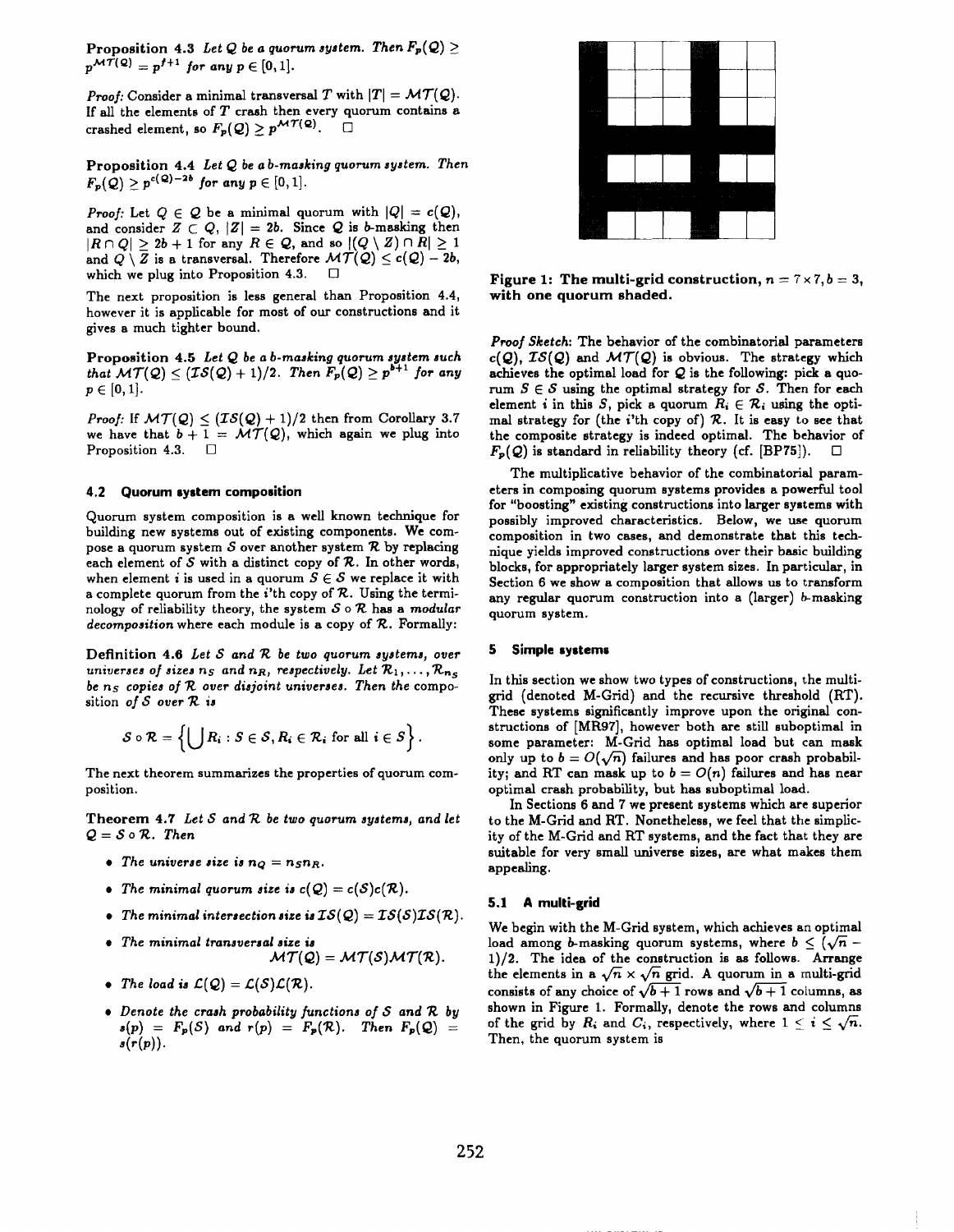**Proposition 4.3** *Let $\mathcal{Q}$ be a quorum system. Then $F_p(\mathcal{Q}) \geq p^{\mathcal{MT}(\mathcal{Q})} = p^{f+1}$ for any $p \in [0, 1]$.*

*Proof:* Consider a minimal transversal $T$ with $|T| = \mathcal{MT}(\mathcal{Q})$. If all the elements of $T$ crash then every quorum contains a crashed element, so $F_p(\mathcal{Q}) \geq p^{\mathcal{MT}(\mathcal{Q})}$. □

**Proposition 4.4** *Let $\mathcal{Q}$ be a b-masking quorum system. Then $F_p(\mathcal{Q}) \geq p^{c(\mathcal{Q})-2b}$ for any $p \in [0, 1]$.*

*Proof:* Let $Q \in \mathcal{Q}$ be a minimal quorum with $|Q| = c(\mathcal{Q})$, and consider $Z \subset Q$, $|Z| = 2b$. Since $\mathcal{Q}$ is $b$-masking then $|R \cap Q| \geq 2b + 1$ for any $R \in \mathcal{Q}$, and so $|(Q \setminus Z) \cap R| \geq 1$ and $Q \setminus Z$ is a transversal. Therefore $\mathcal{MT}(\mathcal{Q}) \leq c(\mathcal{Q}) - 2b$, which we plug into Proposition 4.3. □

The next proposition is less general than Proposition 4.4, however it is applicable for most of our constructions and it gives a much tighter bound.

**Proposition 4.5** *Let $\mathcal{Q}$ be a b-masking quorum system such that $\mathcal{MT}(\mathcal{Q}) \leq (\mathcal{IS}(\mathcal{Q}) + 1)/2$. Then $F_p(\mathcal{Q}) \geq p^{b+1}$ for any $p \in [0, 1]$.*

*Proof:* If $\mathcal{MT}(\mathcal{Q}) \leq (\mathcal{IS}(\mathcal{Q}) + 1)/2$ then from Corollary 3.7 we have that $b + 1 = \mathcal{MT}(\mathcal{Q})$, which again we plug into Proposition 4.3. □

### 4.2 Quorum system composition

Quorum system composition is a well known technique for building new systems out of existing components. We compose a quorum system $\mathcal{S}$ over another system $\mathcal{R}$ by replacing each element of $\mathcal{S}$ with a distinct copy of $\mathcal{R}$. In other words, when element $i$ is used in a quorum $S \in \mathcal{S}$ we replace it with a complete quorum from the $i$'th copy of $\mathcal{R}$. Using the terminology of reliability theory, the system $\mathcal{S} \circ \mathcal{R}$ has a *modular decomposition* where each module is a copy of $\mathcal{R}$. Formally:

**Definition 4.6** *Let $\mathcal{S}$ and $\mathcal{R}$ be two quorum systems, over universes of sizes $n_S$ and $n_R$, respectively. Let $\mathcal{R}_1, \ldots, \mathcal{R}_{n_S}$ be $n_S$ copies of $\mathcal{R}$ over disjoint universes. Then the composition of $\mathcal{S}$ over $\mathcal{R}$ is*

$$\mathcal{S} \circ \mathcal{R} = \left\{ \bigcup R_i : S \in \mathcal{S}, R_i \in \mathcal{R}_i \text{ for all } i \in S \right\}.$$

The next theorem summarizes the properties of quorum composition.

**Theorem 4.7** *Let $\mathcal{S}$ and $\mathcal{R}$ be two quorum systems, and let $\mathcal{Q} = \mathcal{S} \circ \mathcal{R}$. Then*

- *The universe size is $n_Q = n_S n_R$.*
- *The minimal quorum size is $c(\mathcal{Q}) = c(\mathcal{S})c(\mathcal{R})$.*
- *The minimal intersection size is $\mathcal{IS}(\mathcal{Q}) = \mathcal{IS}(\mathcal{S})\mathcal{IS}(\mathcal{R})$.*
- *The minimal transversal size is*
  $$\mathcal{MT}(\mathcal{Q}) = \mathcal{MT}(\mathcal{S})\mathcal{MT}(\mathcal{R}).$$
- *The load is $\mathcal{L}(\mathcal{Q}) = \mathcal{L}(\mathcal{S})\mathcal{L}(\mathcal{R})$.*
- *Denote the crash probability functions of $\mathcal{S}$ and $\mathcal{R}$ by $s(p) = F_p(\mathcal{S})$ and $r(p) = F_p(\mathcal{R})$. Then $F_p(\mathcal{Q}) = s(r(p))$.*

**Figure 1: The multi-grid construction, $n = 7 \times 7, b = 3$, with one quorum shaded.**

*Proof Sketch:* The behavior of the combinatorial parameters $c(\mathcal{Q})$, $\mathcal{IS}(\mathcal{Q})$ and $\mathcal{MT}(\mathcal{Q})$ is obvious. The strategy which achieves the optimal load for $\mathcal{Q}$ is the following: pick a quorum $S \in \mathcal{S}$ using the optimal strategy for $\mathcal{S}$. Then for each element $i$ in this $S$, pick a quorum $R_i \in \mathcal{R}_i$ using the optimal strategy for (the $i$'th copy of) $\mathcal{R}$. It is easy to see that the composite strategy is indeed optimal. The behavior of $F_p(\mathcal{Q})$ is standard in reliability theory (cf. [BP75]). □

The multiplicative behavior of the combinatorial parameters in composing quorum systems provides a powerful tool for "boosting" existing constructions into larger systems with possibly improved characteristics. Below, we use quorum composition in two cases, and demonstrate that this technique yields improved constructions over their basic building blocks, for appropriately larger system sizes. In particular, in Section 6 we show a composition that allows us to transform any regular quorum construction into a (larger) $b$-masking quorum system.

## 5 Simple systems

In this section we show two types of constructions, the multi-grid (denoted M-Grid) and the recursive threshold (RT). These systems significantly improve upon the original constructions of [MR97], however both are still suboptimal in some parameter: M-Grid has optimal load but can mask only up to $b = O(\sqrt{n})$ failures and has poor crash probability; and RT can mask up to $b = O(n)$ failures and has near optimal crash probability, but has suboptimal load.

In Sections 6 and 7 we present systems which are superior to the M-Grid and RT. Nonetheless, we feel that the simplicity of the M-Grid and RT systems, and the fact that they are suitable for very small universe sizes, are what makes them appealing.

### 5.1 A multi-grid

We begin with the M-Grid system, which achieves an optimal load among $b$-masking quorum systems, where $b \leq (\sqrt{n} - 1)/2$. The idea of the construction is as follows. Arrange the elements in a $\sqrt{n} \times \sqrt{n}$ grid. A quorum in a multi-grid consists of any choice of $\sqrt{b+1}$ rows and $\sqrt{b+1}$ columns, as shown in Figure 1. Formally, denote the rows and columns of the grid by $R_i$ and $C_i$, respectively, where $1 \leq i \leq \sqrt{n}$. Then, the quorum system is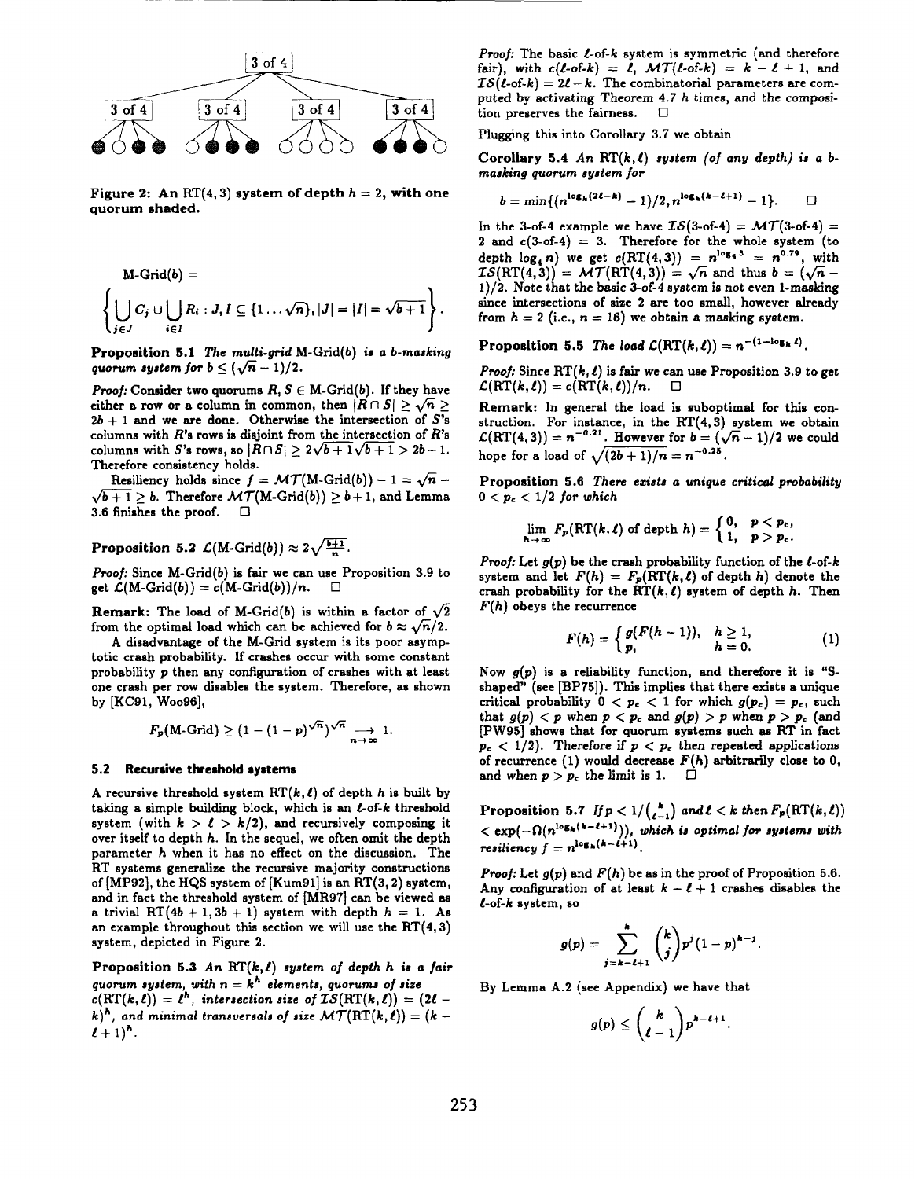Figure 2: An RT(4, 3) system of depth $h = 2$, with one quorum shaded.

$$\text{M-Grid}(b) = \left\{ \bigcup_{j \in J} C_j \cup \bigcup_{i \in I} R_i : J, I \subseteq \{1 \dots \sqrt{n}\}, |J| = |I| = \sqrt{b+1} \right\}.$$

**Proposition 5.1** *The multi-grid* M-Grid($b$) *is a $b$-masking quorum system for $b \le (\sqrt{n} - 1)/2$.*

*Proof:* Consider two quorums $R, S \in$ M-Grid($b$). If they have either a row or a column in common, then $|R \cap S| \ge \sqrt{n} \ge 2b + 1$ and we are done. Otherwise the intersection of $S$'s columns with $R$'s rows is disjoint from the intersection of $R$'s columns with $S$'s rows, so $|R \cap S| \ge 2\sqrt{b+1}\sqrt{b+1} > 2b+1$. Therefore consistency holds.

Resiliency holds since $f = \mathcal{MT}(\text{M-Grid}(b)) - 1 = \sqrt{n} - \sqrt{b+1} \ge b$. Therefore $\mathcal{MT}(\text{M-Grid}(b)) \ge b + 1$, and Lemma 3.6 finishes the proof. □

**Proposition 5.2** $\mathcal{L}(\text{M-Grid}(b)) \approx 2\sqrt{\frac{b+1}{n}}$.

*Proof:* Since M-Grid($b$) is fair we can use Proposition 3.9 to get $\mathcal{L}(\text{M-Grid}(b)) = c(\text{M-Grid}(b))/n$. □

**Remark:** The load of M-Grid($b$) is within a factor of $\sqrt{2}$ from the optimal load which can be achieved for $b \approx \sqrt{n}/2$.

A disadvantage of the M-Grid system is its poor asymptotic crash probability. If crashes occur with some constant probability $p$ then any configuration of crashes with at least one crash per row disables the system. Therefore, as shown by [KC91, Woo96],

$$F_p(\text{M-Grid}) \ge (1 - (1-p)^{\sqrt{n}})^{\sqrt{n}} \underset{n \to \infty}{\longrightarrow} 1.$$

### 5.2 Recursive threshold systems

A recursive threshold system RT($k, \ell$) of depth $h$ is built by taking a simple building block, which is an $\ell$-of-$k$ threshold system (with $k > \ell > k/2$), and recursively composing it over itself to depth $h$. In the sequel, we often omit the depth parameter $h$ when it has no effect on the discussion. The RT systems generalize the recursive majority constructions of [MP92], the HQS system of [Kum91] is an RT(3, 2) system, and in fact the threshold system of [MR97] can be viewed as a trivial RT($4b+1, 3b+1$) system with depth $h = 1$. As an example throughout this section we will use the RT(4, 3) system, depicted in Figure 2.

**Proposition 5.3** *An* RT($k, \ell$) *system of depth $h$ is a fair quorum system, with $n = k^h$ elements, quorums of size $c(\text{RT}(k,\ell)) = \ell^h$, intersection size of $\mathcal{IS}(\text{RT}(k,\ell)) = (2\ell - k)^h$, and minimal transversals of size $\mathcal{MT}(\text{RT}(k,\ell)) = (k - \ell + 1)^h$.*

*Proof:* The basic $\ell$-of-$k$ system is symmetric (and therefore fair), with $c(\ell\text{-of-}k) = \ell$, $\mathcal{MT}(\ell\text{-of-}k) = k - \ell + 1$, and $\mathcal{IS}(\ell\text{-of-}k) = 2\ell - k$. The combinatorial parameters are computed by activating Theorem 4.7 $h$ times, and the composition preserves the fairness. □

Plugging this into Corollary 3.7 we obtain

**Corollary 5.4** *An* RT($k, \ell$) *system (of any depth) is a $b$-masking quorum system for*

$$b = \min\{(n^{\log_k(2\ell - k)} - 1)/2, n^{\log_k(k-\ell+1)} - 1\}. \quad □$$

In the 3-of-4 example we have $\mathcal{IS}(\text{3-of-4}) = \mathcal{MT}(\text{3-of-4}) = 2$ and $c(\text{3-of-4}) = 3$. Therefore for the whole system (to depth $\log_4 n$) we get $c(\text{RT}(4,3)) = n^{\log_4 3} = n^{0.79}$, with $\mathcal{IS}(\text{RT}(4,3)) = \mathcal{MT}(\text{RT}(4,3)) = \sqrt{n}$ and thus $b = (\sqrt{n} - 1)/2$. Note that the basic 3-of-4 system is not even 1-masking since intersections of size 2 are too small, however already from $h = 2$ (i.e., $n = 16$) we obtain a masking system.

**Proposition 5.5** *The load* $\mathcal{L}(\text{RT}(k,\ell)) = n^{-(1-\log_k \ell)}$.

*Proof:* Since RT($k, \ell$) is fair we can use Proposition 3.9 to get $\mathcal{L}(\text{RT}(k,\ell)) = c(\text{RT}(k,\ell))/n$. □

**Remark:** In general the load is suboptimal for this construction. For instance, in the RT(4, 3) system we obtain $\mathcal{L}(\text{RT}(4,3)) = n^{-0.21}$. However for $b = (\sqrt{n}-1)/2$ we could hope for a load of $\sqrt{(2b+1)/n} = n^{-0.25}$.

**Proposition 5.6** *There exists a unique critical probability $0 < p_c < 1/2$ for which*

$$\lim_{h \to \infty} F_p(\text{RT}(k,\ell) \text{ of depth } h) = \begin{cases} 0, & p < p_c, \\ 1, & p > p_c. \end{cases}$$

*Proof:* Let $g(p)$ be the crash probability function of the $\ell$-of-$k$ system and let $F(h) = F_p(\text{RT}(k,\ell)$ of depth $h)$ denote the crash probability for the RT($k, \ell$) system of depth $h$. Then $F(h)$ obeys the recurrence

$$F(h) = \begin{cases} g(F(h-1)), & h \ge 1, \\ p, & h = 0. \end{cases} \tag{1}$$

Now $g(p)$ is a reliability function, and therefore it is "S-shaped" (see [BP75]). This implies that there exists a unique critical probability $0 < p_c < 1$ for which $g(p_c) = p_c$, such that $g(p) < p$ when $p < p_c$ and $g(p) > p$ when $p > p_c$ (and [PW95] shows that for quorum systems such as RT in fact $p_c < 1/2$). Therefore if $p < p_c$ then repeated applications of recurrence (1) would decrease $F(h)$ arbitrarily close to 0, and when $p > p_c$ the limit is 1. □

**Proposition 5.7** *If $p < 1/\binom{k}{\ell-1}$ and $\ell < k$ then $F_p(\text{RT}(k,\ell)) < \exp(-\Omega(n^{\log_k(k-\ell+1)}))$, which is optimal for systems with resiliency $f = n^{\log_k(k-\ell+1)}$.*

*Proof:* Let $g(p)$ and $F(h)$ be as in the proof of Proposition 5.6. Any configuration of at least $k - \ell + 1$ crashes disables the $\ell$-of-$k$ system, so

$$g(p) = \sum_{j=k-\ell+1}^{k} \binom{k}{j} p^j (1-p)^{k-j}.$$

By Lemma A.2 (see Appendix) we have that

$$g(p) \le \binom{k}{\ell - 1} p^{k-\ell+1}.$$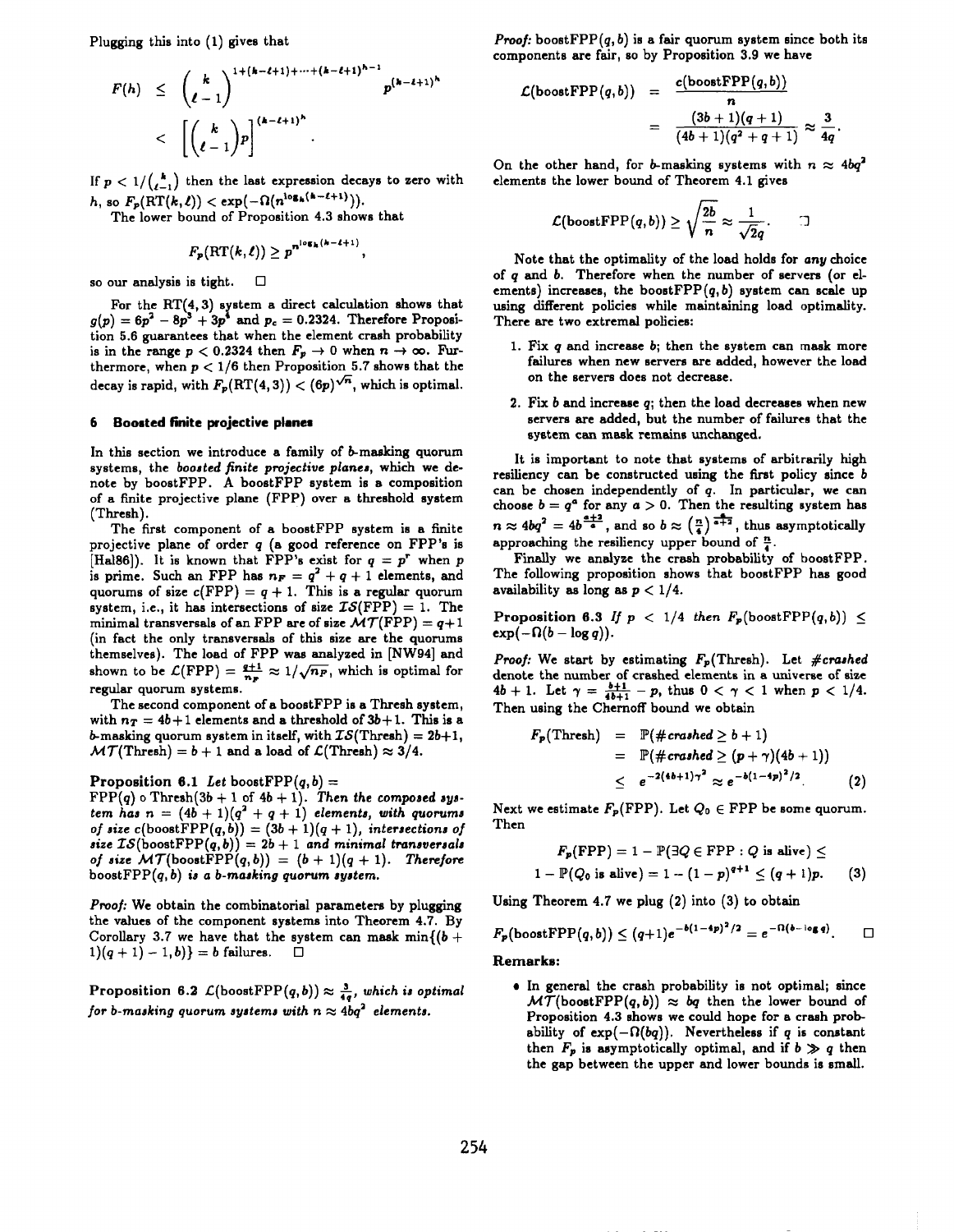Plugging this into (1) gives that

$$F(h) \le \binom{k}{\ell-1}^{1+(k-\ell+1)+\cdots+(k-\ell+1)^{h-1}} p^{(k-\ell+1)^h} < \left[\binom{k}{\ell-1}p\right]^{(k-\ell+1)^h}.$$

If $p < 1/\binom{k}{\ell-1}$ then the last expression decays to zero with $h$, so $F_p(\mathrm{RT}(k,\ell)) < \exp(-\Omega(n^{\log_k(k-\ell+1)}))$.

The lower bound of Proposition 4.3 shows that

$$F_p(\mathrm{RT}(k,\ell)) \ge p^{n^{\log_k(k-\ell+1)}},$$

so our analysis is tight. □

For the RT(4, 3) system a direct calculation shows that $g(p) = 6p^2 - 8p^3 + 3p^4$ and $p_c = 0.2324$. Therefore Proposition 5.6 guarantees that when the element crash probability is in the range $p < 0.2324$ then $F_p \to 0$ when $n \to \infty$. Furthermore, when $p < 1/6$ then Proposition 5.7 shows that the decay is rapid, with $F_p(\mathrm{RT}(4,3)) < (6p)^{\sqrt{n}}$, which is optimal.

## 6 Boosted finite projective planes

In this section we introduce a family of $b$-masking quorum systems, the *boosted finite projective planes*, which we denote by boostFPP. A boostFPP system is a composition of a finite projective plane (FPP) over a threshold system (Thresh).

The first component of a boostFPP system is a finite projective plane of order $q$ (a good reference on FPP's is [Hal86]). It is known that FPP's exist for $q = p^r$ when $p$ is prime. Such an FPP has $n_F = q^2 + q + 1$ elements, and quorums of size $c(\mathrm{FPP}) = q + 1$. This is a regular quorum system, i.e., it has intersections of size $\mathcal{IS}(\mathrm{FPP}) = 1$. The minimal transversals of an FPP are of size $\mathcal{MT}(\mathrm{FPP}) = q+1$ (in fact the only transversals of this size are the quorums themselves). The load of FPP was analyzed in [NW94] and shown to be $\mathcal{L}(\mathrm{FPP}) = \frac{q+1}{n_F} \approx 1/\sqrt{n_F}$, which is optimal for regular quorum systems.

The second component of a boostFPP is a Thresh system, with $n_T = 4b+1$ elements and a threshold of $3b+1$. This is a $b$-masking quorum system in itself, with $\mathcal{IS}(\mathrm{Thresh}) = 2b+1$, $\mathcal{MT}(\mathrm{Thresh}) = b+1$ and a load of $\mathcal{L}(\mathrm{Thresh}) \approx 3/4$.

**Proposition 6.1** *Let* $\mathrm{boostFPP}(q,b) = \mathrm{FPP}(q) \circ \mathrm{Thresh}(3b+1 \text{ of } 4b+1)$. *Then the composed system has* $n = (4b+1)(q^2+q+1)$ *elements, with quorums of size* $c(\mathrm{boostFPP}(q,b)) = (3b+1)(q+1)$, *intersections of size* $\mathcal{IS}(\mathrm{boostFPP}(q,b)) = 2b+1$ *and minimal transversals of size* $\mathcal{MT}(\mathrm{boostFPP}(q,b)) = (b+1)(q+1)$. *Therefore* $\mathrm{boostFPP}(q,b)$ *is a b-masking quorum system.*

*Proof:* We obtain the combinatorial parameters by plugging the values of the component systems into Theorem 4.7. By Corollary 3.7 we have that the system can mask $\min\{(b+1)(q+1)-1, b)\} = b$ failures. □

**Proposition 6.2** $\mathcal{L}(\mathrm{boostFPP}(q,b)) \approx \frac{3}{4q}$, *which is optimal for b-masking quorum systems with* $n \approx 4bq^2$ *elements.*

*Proof:* boostFPP$(q,b)$ is a fair quorum system since both its components are fair, so by Proposition 3.9 we have

$$\mathcal{L}(\mathrm{boostFPP}(q,b)) = \frac{c(\mathrm{boostFPP}(q,b))}{n} = \frac{(3b+1)(q+1)}{(4b+1)(q^2+q+1)} \approx \frac{3}{4q}.$$

On the other hand, for $b$-masking systems with $n \approx 4bq^2$ elements the lower bound of Theorem 4.1 gives

$$\mathcal{L}(\mathrm{boostFPP}(q,b)) \ge \sqrt{\frac{2b}{n}} \approx \frac{1}{\sqrt{2}q}. \quad □$$

Note that the optimality of the load holds for *any* choice of $q$ and $b$. Therefore when the number of servers (or elements) increases, the boostFPP$(q,b)$ system can scale up using different policies while maintaining load optimality. There are two extremal policies:

1. Fix $q$ and increase $b$; then the system can mask more failures when new servers are added, however the load on the servers does not decrease.
2. Fix $b$ and increase $q$; then the load decreases when new servers are added, but the number of failures that the system can mask remains unchanged.

It is important to note that systems of arbitrarily high resiliency can be constructed using the first policy since $b$ can be chosen independently of $q$. In particular, we can choose $b = q^a$ for any $a > 0$. Then the resulting system has $n \approx 4bq^2 = 4b^{\frac{a+2}{a}}$, and so $b \approx \left(\frac{n}{4}\right)^{\frac{a}{a+2}}$, thus asymptotically approaching the resiliency upper bound of $\frac{n}{4}$.

Finally we analyze the crash probability of boostFPP. The following proposition shows that boostFPP has good availability as long as $p < 1/4$.

**Proposition 6.3** *If* $p < 1/4$ *then* $F_p(\mathrm{boostFPP}(q,b)) \le \exp(-\Omega(b - \log q))$.

*Proof:* We start by estimating $F_p(\mathrm{Thresh})$. Let $\#crashed$ denote the number of crashed elements in a universe of size $4b+1$. Let $\gamma = \frac{b+1}{4b+1} - p$, thus $0 < \gamma < 1$ when $p < 1/4$. Then using the Chernoff bound we obtain

$$\begin{aligned}
F_p(\mathrm{Thresh}) &= \mathbb{P}(\#crashed \ge b+1) \\
&= \mathbb{P}(\#crashed \ge (p+\gamma)(4b+1)) \\
&\le e^{-2(4b+1)\gamma^2} \approx e^{-b(1-4p)^2/2}. \qquad (2)
\end{aligned}$$

Next we estimate $F_p(\mathrm{FPP})$. Let $Q_0 \in \mathrm{FPP}$ be some quorum. Then

$$F_p(\mathrm{FPP}) = 1 - \mathbb{P}(\exists Q \in \mathrm{FPP} : Q \text{ is alive}) \le$$
$$1 - \mathbb{P}(Q_0 \text{ is alive}) = 1 - (1-p)^{q+1} \le (q+1)p. \qquad (3)$$

Using Theorem 4.7 we plug (2) into (3) to obtain

$$F_p(\mathrm{boostFPP}(q,b)) \le (q+1)e^{-b(1-4p)^2/2} = e^{-\Omega(b-\log q)}. \quad □$$

**Remarks:**

- In general the crash probability is not optimal; since $\mathcal{MT}(\mathrm{boostFPP}(q,b)) \approx bq$ then the lower bound of Proposition 4.3 shows we could hope for a crash probability of $\exp(-\Omega(bq))$. Nevertheless if $q$ is constant then $F_p$ is asymptotically optimal, and if $b \gg q$ then the gap between the upper and lower bounds is small.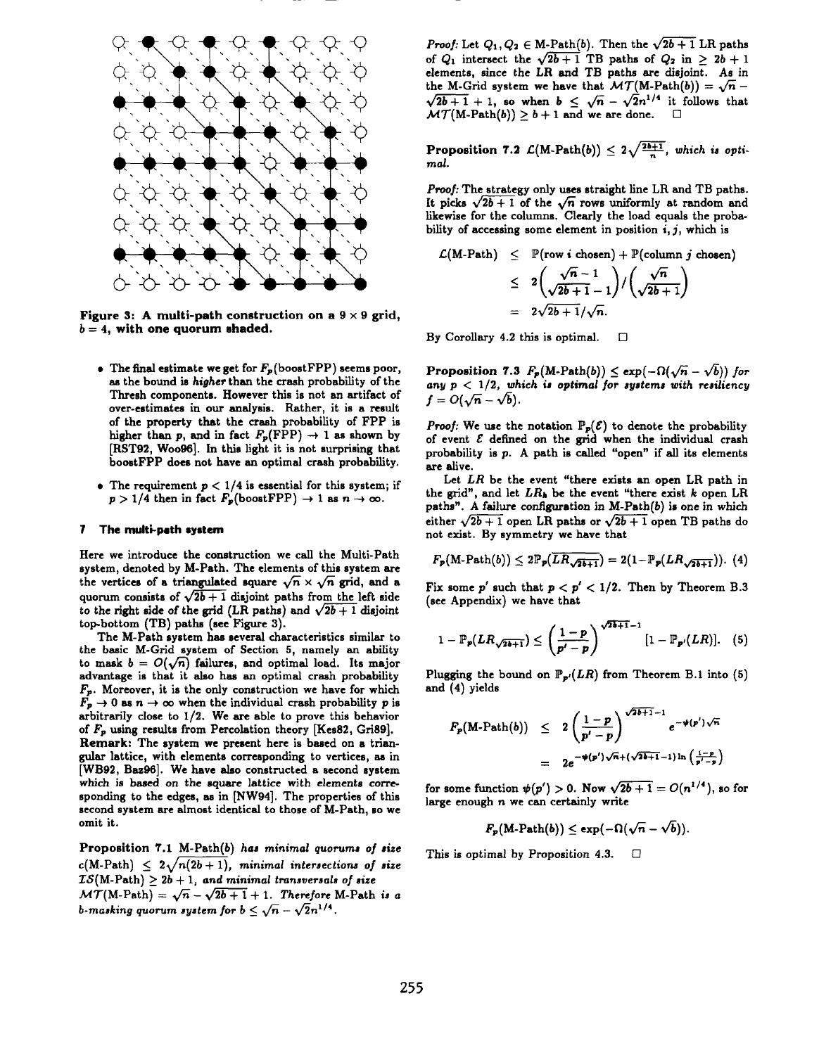**Figure 3: A multi-path construction on a $9 \times 9$ grid, $b = 4$, with one quorum shaded.**

- The final estimate we get for $F_p(\text{boostFPP})$ seems poor, as the bound is *higher* than the crash probability of the Thresh components. However this is not an artifact of over-estimates in our analysis. Rather, it is a result of the property that the crash probability of FPP is higher than $p$, and in fact $F_p(\text{FPP}) \to 1$ as shown by [RST92, Woo96]. In this light it is not surprising that boostFPP does not have an optimal crash probability.
- The requirement $p < 1/4$ is essential for this system; if $p > 1/4$ then in fact $F_p(\text{boostFPP}) \to 1$ as $n \to \infty$.

## 7 The multi-path system

Here we introduce the construction we call the Multi-Path system, denoted by M-Path. The elements of this system are the vertices of a triangulated square $\sqrt{n} \times \sqrt{n}$ grid, and a quorum consists of $\sqrt{2b+1}$ disjoint paths from the left side to the right side of the grid (LR paths) and $\sqrt{2b+1}$ disjoint top-bottom (TB) paths (see Figure 3).

The M-Path system has several characteristics similar to the basic M-Grid system of Section 5, namely an ability to mask $b = O(\sqrt{n})$ failures, and optimal load. Its major advantage is that it also has an optimal crash probability $F_p$. Moreover, it is the only construction we have for which $F_p \to 0$ as $n \to \infty$ when the individual crash probability $p$ is arbitrarily close to $1/2$. We are able to prove this behavior of $F_p$ using results from Percolation theory [Kes82, Gri89].

**Remark:** The system we present here is based on a triangular lattice, with elements corresponding to vertices, as in [WB92, Baz96]. We have also constructed a second system which is based on the square lattice with elements corresponding to the edges, as in [NW94]. The properties of this second system are almost identical to those of M-Path, so we omit it.

**Proposition 7.1** *M-Path$(b)$ has minimal quorums of size $c(\text{M-Path}) \le 2\sqrt{n(2b+1)}$, minimal intersections of size $\mathcal{IS}(\text{M-Path}) \ge 2b+1$, and minimal transversals of size $\mathcal{MT}(\text{M-Path}) = \sqrt{n} - \sqrt{2b+1} + 1$. Therefore M-Path is a $b$-masking quorum system for $b \le \sqrt{n} - \sqrt{2}n^{1/4}$.*

*Proof:* Let $Q_1, Q_2 \in \text{M-Path}(b)$. Then the $\sqrt{2b+1}$ LR paths of $Q_1$ intersect the $\sqrt{2b+1}$ TB paths of $Q_2$ in $\ge 2b+1$ elements, since the LR and TB paths are disjoint. As in the M-Grid system we have that $\mathcal{MT}(\text{M-Path}(b)) = \sqrt{n} - \sqrt{2b+1} + 1$, so when $b \le \sqrt{n} - \sqrt{2}n^{1/4}$ it follows that $\mathcal{MT}(\text{M-Path}(b)) \ge b+1$ and we are done. $\square$

**Proposition 7.2** $\mathcal{L}(\text{M-Path}(b)) \le 2\sqrt{\frac{2b+1}{n}}$, *which is optimal.*

*Proof:* The strategy only uses straight line LR and TB paths. It picks $\sqrt{2b+1}$ of the $\sqrt{n}$ rows uniformly at random and likewise for the columns. Clearly the load equals the probability of accessing some element in position $i, j$, which is

$$
\begin{aligned}
\mathcal{L}(\text{M-Path}) &\le \mathbb{P}(\text{row } i \text{ chosen}) + \mathbb{P}(\text{column } j \text{ chosen}) \\
&\le 2\binom{\sqrt{n}-1}{\sqrt{2b+1}-1} \Big/ \binom{\sqrt{n}}{\sqrt{2b+1}} \\
&= 2\sqrt{2b+1}/\sqrt{n}.
\end{aligned}
$$

By Corollary 4.2 this is optimal. $\square$

**Proposition 7.3** $F_p(\text{M-Path}(b)) \le \exp(-\Omega(\sqrt{n} - \sqrt{b}))$ *for any $p < 1/2$, which is optimal for systems with resiliency $f = O(\sqrt{n} - \sqrt{b})$.*

*Proof:* We use the notation $\mathbb{P}_p(\mathcal{E})$ to denote the probability of event $\mathcal{E}$ defined on the grid when the individual crash probability is $p$. A path is called "open" if all its elements are alive.

Let $LR$ be the event "there exists an open LR path in the grid", and let $LR_k$ be the event "there exist $k$ open LR paths". A failure configuration in M-Path$(b)$ is one in which either $\sqrt{2b+1}$ open LR paths or $\sqrt{2b+1}$ open TB paths do not exist. By symmetry we have that

$$F_p(\text{M-Path}(b)) \le 2\mathbb{P}_p(\overline{LR_{\sqrt{2b+1}}}) = 2(1 - \mathbb{P}_p(LR_{\sqrt{2b+1}})). \quad (4)$$

Fix some $p'$ such that $p < p' < 1/2$. Then by Theorem B.3 (see Appendix) we have that

$$1 - \mathbb{P}_p(LR_{\sqrt{2b+1}}) \le \left(\frac{1-p}{p'-p}\right)^{\sqrt{2b+1}-1} [1 - \mathbb{P}_{p'}(LR)]. \quad (5)$$

Plugging the bound on $\mathbb{P}_{p'}(LR)$ from Theorem B.1 into (5) and (4) yields

$$
\begin{aligned}
F_p(\text{M-Path}(b)) &\le 2\left(\frac{1-p}{p'-p}\right)^{\sqrt{2b+1}-1} e^{-\psi(p')\sqrt{n}} \\
&= 2e^{-\psi(p')\sqrt{n} + (\sqrt{2b+1}-1)\ln\left(\frac{1-p}{p'-p}\right)}
\end{aligned}
$$

for some function $\psi(p') > 0$. Now $\sqrt{2b+1} = O(n^{1/4})$, so for large enough $n$ we can certainly write

$$F_p(\text{M-Path}(b)) \le \exp(-\Omega(\sqrt{n} - \sqrt{b})).$$

This is optimal by Proposition 4.3. $\square$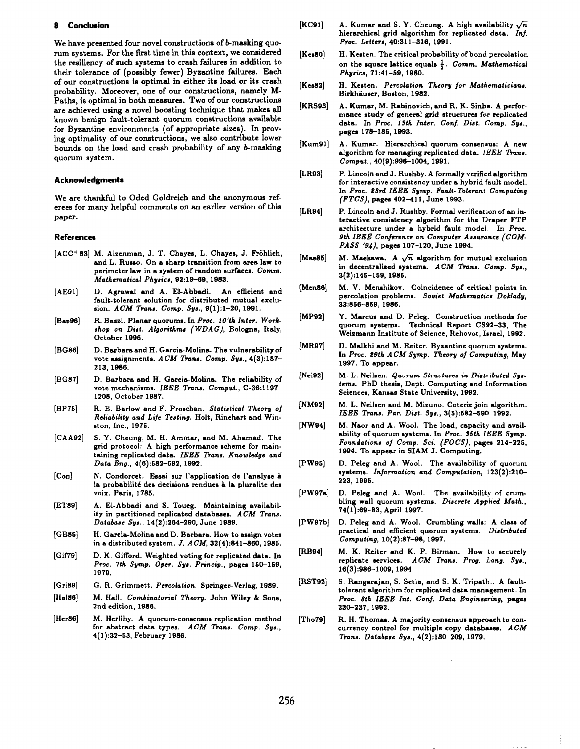## 8 Conclusion

We have presented four novel constructions of $b$-masking quorum systems. For the first time in this context, we considered the resiliency of such systems to crash failures in addition to their tolerance of (possibly fewer) Byzantine failures. Each of our constructions is optimal in either its load or its crash probability. Moreover, one of our constructions, namely M-Paths, is optimal in both measures. Two of our constructions are achieved using a novel boosting technique that makes all known benign fault-tolerant quorum constructions available for Byzantine environments (of appropriate sizes). In proving optimality of our constructions, we also contribute lower bounds on the load and crash probability of any $b$-masking quorum system.

### Acknowledgments

We are thankful to Oded Goldreich and the anonymous referees for many helpful comments on an earlier version of this paper.

### References

[ACC+83] M. Aizenman, J. T. Chayes, L. Chayes, J. Fröhlich, and L. Russo. On a sharp transition from area law to perimeter law in a system of random surfaces. *Comm. Mathematical Physics*, 92:19–69, 1983.

[AE91] D. Agrawal and A. El-Abbadi. An efficient and fault-tolerant solution for distributed mutual exclusion. *ACM Trans. Comp. Sys.*, 9(1):1–20, 1991.

[Baz96] R. Bazzi. Planar quorums. In *Proc. 10'th Inter. Workshop on Dist. Algorithms (WDAG)*, Bologna, Italy, October 1996.

[BG86] D. Barbara and H. Garcia-Molina. The vulnerability of vote assignments. *ACM Trans. Comp. Sys.*, 4(3):187–213, 1986.

[BG87] D. Barbara and H. Garcia-Molina. The reliability of vote mechanisms. *IEEE Trans. Comput.*, C-36:1197–1208, October 1987.

[BP75] R. E. Barlow and F. Proschan. *Statistical Theory of Reliability and Life Testing*. Holt, Rinehart and Winston, Inc., 1975.

[CAA92] S. Y. Cheung, M. H. Ammar, and M. Ahamad. The grid protocol: A high performance scheme for maintaining replicated data. *IEEE Trans. Knowledge and Data Eng.*, 4(6):582–592, 1992.

[Con] N. Condorcet. Essai sur l'application de l'analyse à la probabilité des decisions rendues à la pluralite des voix. Paris, 1785.

[ET89] A. El-Abbadi and S. Toueg. Maintaining availability in partitioned replicated databases. *ACM Trans. Database Sys.*, 14(2):264–290, June 1989.

[GB85] H. Garcia-Molina and D. Barbara. How to assign votes in a distributed system. *J. ACM*, 32(4):841–860, 1985.

[Gif79] D. K. Gifford. Weighted voting for replicated data. In *Proc. 7th Symp. Oper. Sys. Princip.*, pages 150–159, 1979.

[Gri89] G. R. Grimmett. *Percolation*. Springer-Verlag, 1989.

[Hal86] M. Hall. *Combinatorial Theory*. John Wiley & Sons, 2nd edition, 1986.

[Her86] M. Herlihy. A quorum-consensus replication method for abstract data types. *ACM Trans. Comp. Sys.*, 4(1):32–53, February 1986.

[KC91] A. Kumar and S. Y. Cheung. A high availability $\sqrt{n}$ hierarchical grid algorithm for replicated data. *Inf. Proc. Letters*, 40:311–316, 1991.

[Kes80] H. Kesten. The critical probability of bond percolation on the square lattice equals $\frac{1}{2}$. *Comm. Mathematical Physics*, 71:41–59, 1980.

[Kes82] H. Kesten. *Percolation Theory for Mathematicians*. Birkhäuser, Boston, 1982.

[KRS93] A. Kumar, M. Rabinovich, and R. K. Sinha. A performance study of general grid structures for replicated data. In *Proc. 13th Inter. Conf. Dist. Comp. Sys.*, pages 178–185, 1993.

[Kum91] A. Kumar. Hierarchical quorum consensus: A new algorithm for managing replicated data. *IEEE Trans. Comput.*, 40(9):996–1004, 1991.

[LR93] P. Lincoln and J. Rushby. A formally verified algorithm for interactive consistency under a hybrid fault model. In *Proc. 23rd IEEE Symp. Fault-Tolerant Computing (FTCS)*, pages 402–411, June 1993.

[LR94] P. Lincoln and J. Rushby. Formal verification of an interactive consistency algorithm for the Draper FTP architecture under a hybrid fault model. In *Proc. 9th IEEE Conference on Computer Assurance (COMPASS '94)*, pages 107–120, June 1994.

[Mae85] M. Maekawa. A $\sqrt{n}$ algorithm for mutual exclusion in decentralized systems. *ACM Trans. Comp. Sys.*, 3(2):145–159, 1985.

[Men86] M. V. Menshikov. Coincidence of critical points in percolation problems. *Soviet Mathematics Doklady*, 33:856–859, 1986.

[MP92] Y. Marcus and D. Peleg. Construction methods for quorum systems. Technical Report CS92-33, The Weizmann Institute of Science, Rehovot, Israel, 1992.

[MR97] D. Malkhi and M. Reiter. Byzantine quorum systems. In *Proc. 29th ACM Symp. Theory of Computing*, May 1997. To appear.

[Nei92] M. L. Neilsen. *Quorum Structures in Distributed Systems*. PhD thesis, Dept. Computing and Information Sciences, Kansas State University, 1992.

[NM92] M. L. Neilsen and M. Mizuno. Coterie join algorithm. *IEEE Trans. Par. Dist. Sys.*, 3(5):582–590, 1992.

[NW94] M. Naor and A. Wool. The load, capacity and availability of quorum systems. In *Proc. 35th IEEE Symp. Foundations of Comp. Sci. (FOCS)*, pages 214–225, 1994. To appear in SIAM J. Computing.

[PW95] D. Peleg and A. Wool. The availability of quorum systems. *Information and Computation*, 123(2):210–223, 1995.

[PW97a] D. Peleg and A. Wool. The availability of crumbling wall quorum systems. *Discrete Applied Math.*, 74(1):69–83, April 1997.

[PW97b] D. Peleg and A. Wool. Crumbling walls: A class of practical and efficient quorum systems. *Distributed Computing*, 10(2):87–98, 1997.

[RB94] M. K. Reiter and K. P. Birman. How to securely replicate services. *ACM Trans. Prog. Lang. Sys.*, 16(3):986–1009, 1994.

[RST92] S. Rangarajan, S. Setia, and S. K. Tripathi. A fault-tolerant algorithm for replicated data management. In *Proc. 8th IEEE Int. Conf. Data Engineering*, pages 230–237, 1992.

[Tho79] R. H. Thomas. A majority consensus approach to concurrency control for multiple copy databases. *ACM Trans. Database Sys.*, 4(2):180–209, 1979.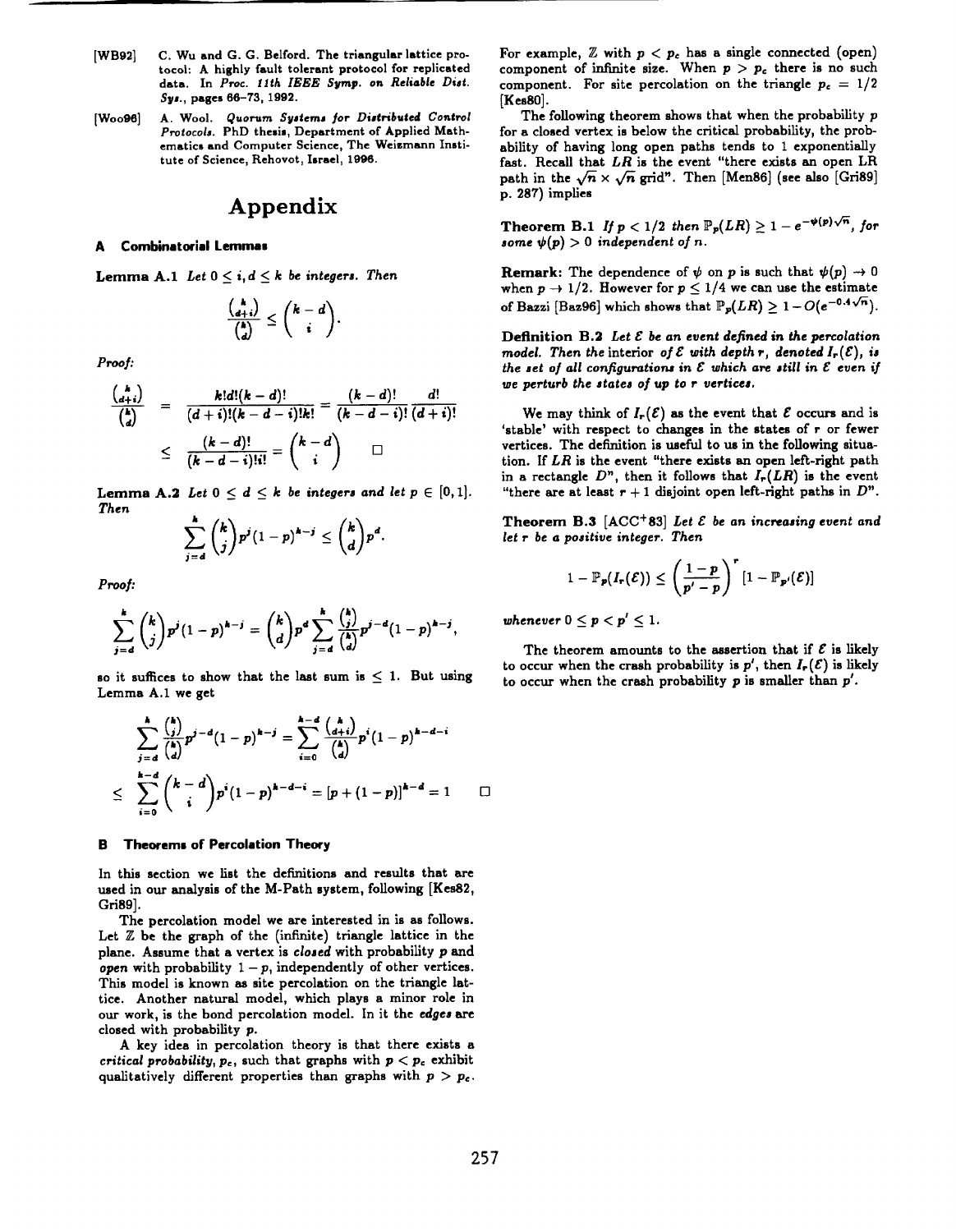[WB92] C. Wu and G. G. Belford. The triangular lattice protocol: A highly fault tolerant protocol for replicated data. In *Proc. 11th IEEE Symp. on Reliable Dist. Sys.*, pages 66–73, 1992.

[Woo96] A. Wool. *Quorum Systems for Distributed Control Protocols*. PhD thesis, Department of Applied Mathematics and Computer Science, The Weizmann Institute of Science, Rehovot, Israel, 1996.

# Appendix

## A Combinatorial Lemmas

**Lemma A.1** *Let $0 \le i, d \le k$ be integers. Then*

$$\frac{\binom{k}{d+i}}{\binom{k}{d}} \le \binom{k-d}{i}.$$

*Proof:*

$$\frac{\binom{k}{d+i}}{\binom{k}{d}} = \frac{k!d!(k-d)!}{(d+i)!(k-d-i)!k!} = \frac{(k-d)!}{(k-d-i)!}\frac{d!}{(d+i)!}$$

$$\le \frac{(k-d)!}{(k-d-i)!i!} = \binom{k-d}{i} \quad \square$$

**Lemma A.2** *Let $0 \le d \le k$ be integers and let $p \in [0,1]$. Then*

$$\sum_{j=d}^{k} \binom{k}{j} p^j (1-p)^{k-j} \le \binom{k}{d} p^d.$$

*Proof:*

$$\sum_{j=d}^{k} \binom{k}{j} p^j (1-p)^{k-j} = \binom{k}{d} p^d \sum_{j=d}^{k} \frac{\binom{k}{j}}{\binom{k}{d}} p^{j-d}(1-p)^{k-j},$$

so it suffices to show that the last sum is $\le 1$. But using Lemma A.1 we get

$$\sum_{j=d}^{k} \frac{\binom{k}{j}}{\binom{k}{d}} p^{j-d}(1-p)^{k-j} = \sum_{i=0}^{k-d} \frac{\binom{k}{d+i}}{\binom{k}{d}} p^i (1-p)^{k-d-i}$$

$$\le \sum_{i=0}^{k-d} \binom{k-d}{i} p^i (1-p)^{k-d-i} = [p + (1-p)]^{k-d} = 1 \quad \square$$

## B Theorems of Percolation Theory

In this section we list the definitions and results that are used in our analysis of the M-Path system, following [Kes82, Gri89].

The percolation model we are interested in is as follows. Let $\mathbb{Z}$ be the graph of the (infinite) triangle lattice in the plane. Assume that a vertex is *closed* with probability $p$ and *open* with probability $1-p$, independently of other vertices. This model is known as site percolation on the triangle lattice. Another natural model, which plays a minor role in our work, is the bond percolation model. In it the *edges* are closed with probability $p$.

A key idea in percolation theory is that there exists a *critical probability*, $p_c$, such that graphs with $p < p_c$ exhibit qualitatively different properties than graphs with $p > p_c$. For example, $\mathbb{Z}$ with $p < p_c$ has a single connected (open) component of infinite size. When $p > p_c$ there is no such component. For site percolation on the triangle $p_c = 1/2$ [Kes80].

The following theorem shows that when the probability $p$ for a closed vertex is below the critical probability, the probability of having long open paths tends to 1 exponentially fast. Recall that $LR$ is the event "there exists an open LR path in the $\sqrt{n} \times \sqrt{n}$ grid". Then [Men86] (see also [Gri89] p. 287) implies

**Theorem B.1** *If $p < 1/2$ then $\mathbb{P}_p(LR) \ge 1 - e^{-\psi(p)\sqrt{n}}$, for some $\psi(p) > 0$ independent of $n$.*

**Remark:** The dependence of $\psi$ on $p$ is such that $\psi(p) \to 0$ when $p \to 1/2$. However for $p \le 1/4$ we can use the estimate of Bazzi [Baz96] which shows that $\mathbb{P}_p(LR) \ge 1 - O(e^{-0.4\sqrt{n}})$.

**Definition B.2** *Let $\mathcal{E}$ be an event defined in the percolation model. Then the* interior *of $\mathcal{E}$ with depth $r$, denoted $I_r(\mathcal{E})$, is the set of all configurations in $\mathcal{E}$ which are still in $\mathcal{E}$ even if we perturb the states of up to $r$ vertices.*

We may think of $I_r(\mathcal{E})$ as the event that $\mathcal{E}$ occurs and is 'stable' with respect to changes in the states of $r$ or fewer vertices. The definition is useful to us in the following situation. If $LR$ is the event "there exists an open left-right path in a rectangle $D$", then it follows that $I_r(LR)$ is the event "there are at least $r+1$ disjoint open left-right paths in $D$".

**Theorem B.3** [ACC+83] *Let $\mathcal{E}$ be an increasing event and let $r$ be a positive integer. Then*

$$1 - \mathbb{P}_p(I_r(\mathcal{E})) \le \left(\frac{1-p}{p'-p}\right)^r [1 - \mathbb{P}_{p'}(\mathcal{E})]$$

*whenever $0 \le p < p' \le 1$.*

The theorem amounts to the assertion that if $\mathcal{E}$ is likely to occur when the crash probability is $p'$, then $I_r(\mathcal{E})$ is likely to occur when the crash probability $p$ is smaller than $p'$.